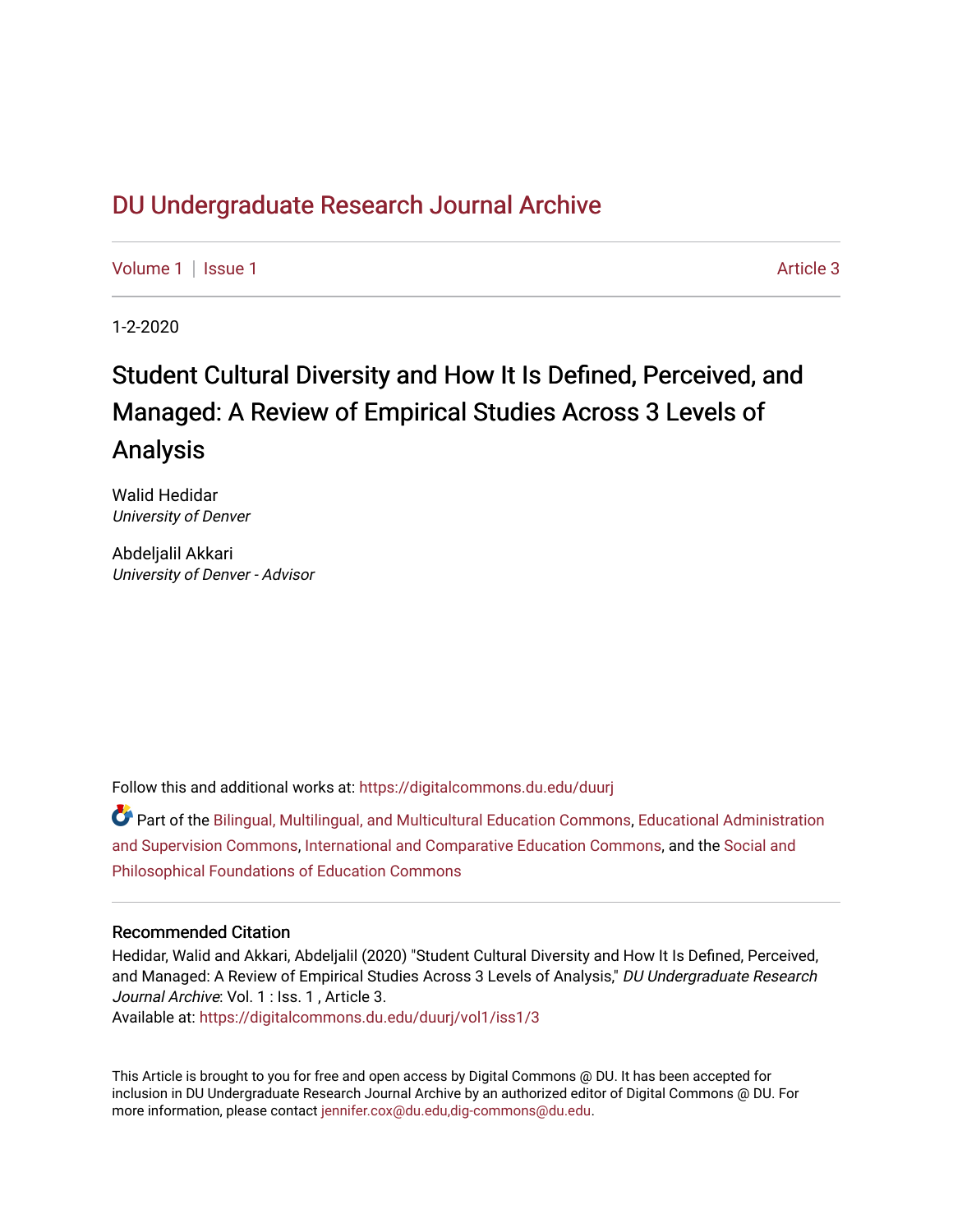# DU Undergraduate Research Journal Archive

Volume 1 | Issue 1 Article 3

1-2-2020

## Student Cultural Diversity and How It Is Defined, Perceived, and Managed: A Review of Empirical Studies Across 3 Levels of Analysis

Walid Hedidar
*University of Denver*

Abdeljalil Akkari
*University of Denver - Advisor*

Follow this and additional works at: https://digitalcommons.du.edu/duurj

Part of the Bilingual, Multilingual, and Multicultural Education Commons, Educational Administration and Supervision Commons, International and Comparative Education Commons, and the Social and Philosophical Foundations of Education Commons

### Recommended Citation

Hedidar, Walid and Akkari, Abdeljalil (2020) "Student Cultural Diversity and How It Is Defined, Perceived, and Managed: A Review of Empirical Studies Across 3 Levels of Analysis," *DU Undergraduate Research Journal Archive*: Vol. 1 : Iss. 1 , Article 3.
Available at: https://digitalcommons.du.edu/duurj/vol1/iss1/3

This Article is brought to you for free and open access by Digital Commons @ DU. It has been accepted for inclusion in DU Undergraduate Research Journal Archive by an authorized editor of Digital Commons @ DU. For more information, please contact jennifer.cox@du.edu,dig-commons@du.edu.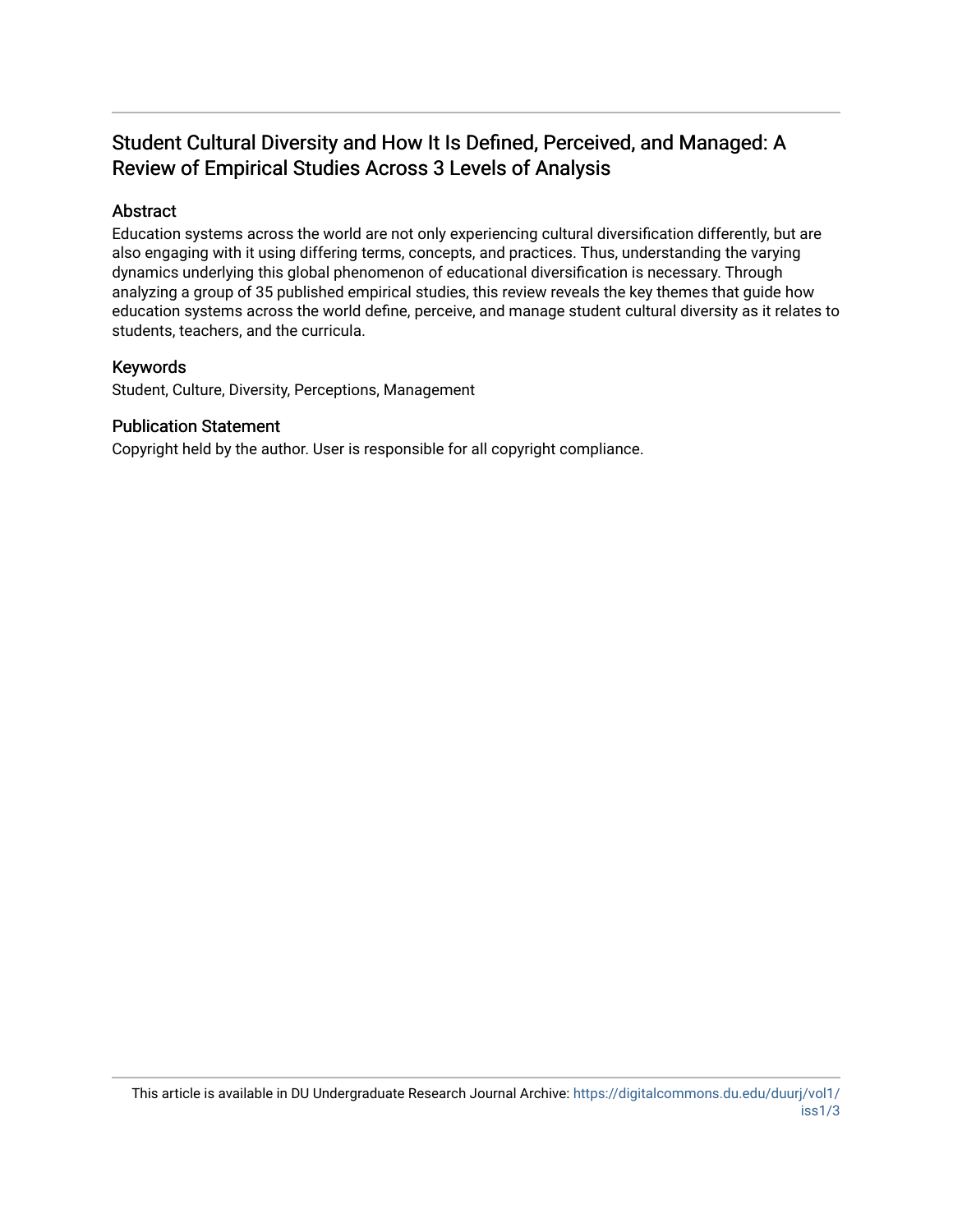# Student Cultural Diversity and How It Is Defined, Perceived, and Managed: A Review of Empirical Studies Across 3 Levels of Analysis

## Abstract

Education systems across the world are not only experiencing cultural diversification differently, but are also engaging with it using differing terms, concepts, and practices. Thus, understanding the varying dynamics underlying this global phenomenon of educational diversification is necessary. Through analyzing a group of 35 published empirical studies, this review reveals the key themes that guide how education systems across the world define, perceive, and manage student cultural diversity as it relates to students, teachers, and the curricula.

## Keywords

Student, Culture, Diversity, Perceptions, Management

## Publication Statement

Copyright held by the author. User is responsible for all copyright compliance.

This article is available in DU Undergraduate Research Journal Archive: https://digitalcommons.du.edu/duurj/vol1/iss1/3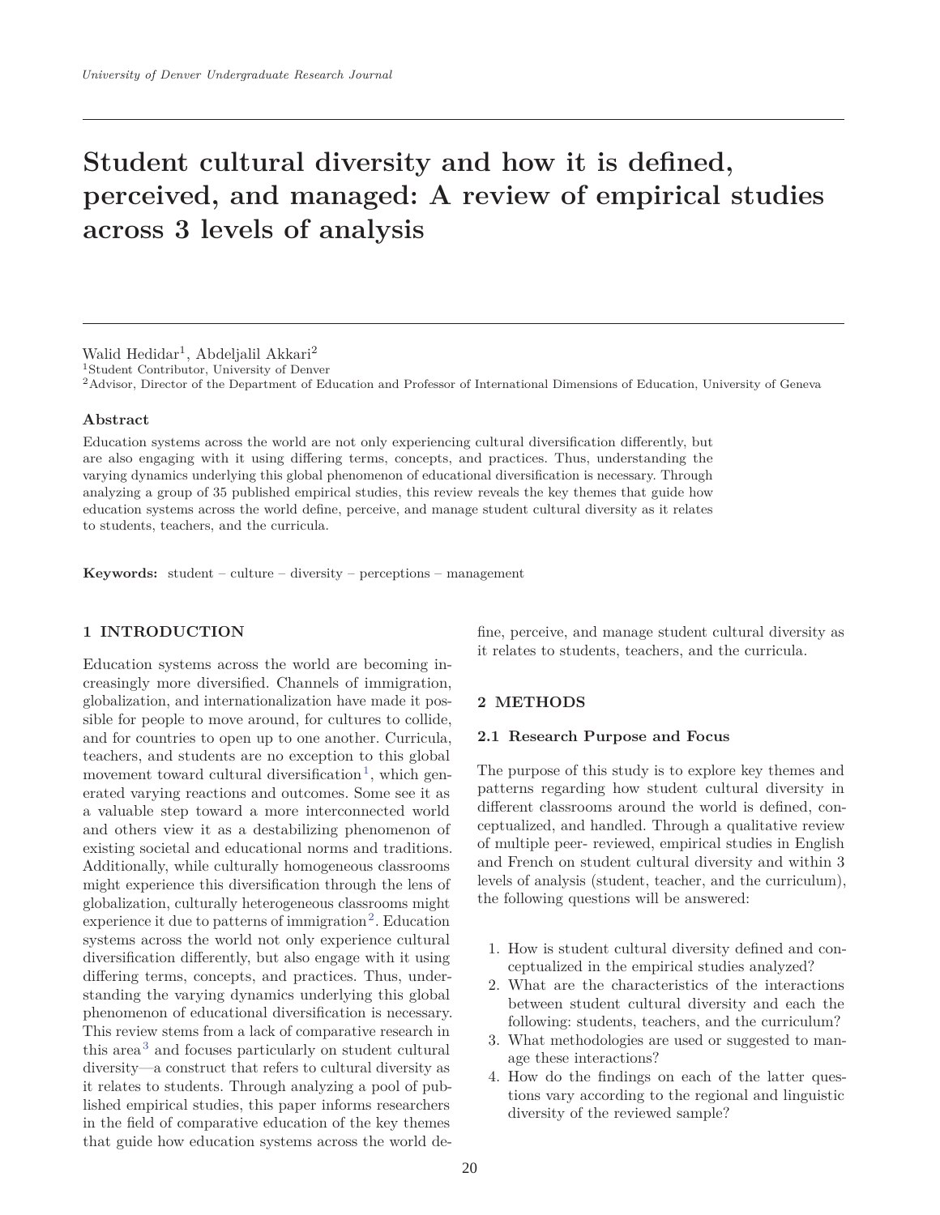# Student cultural diversity and how it is defined, perceived, and managed: A review of empirical studies across 3 levels of analysis

Walid Hedidar[1], Abdeljalil Akkari[2]

[1]Student Contributor, University of Denver

[2]Advisor, Director of the Department of Education and Professor of International Dimensions of Education, University of Geneva

### Abstract

Education systems across the world are not only experiencing cultural diversification differently, but are also engaging with it using differing terms, concepts, and practices. Thus, understanding the varying dynamics underlying this global phenomenon of educational diversification is necessary. Through analyzing a group of 35 published empirical studies, this review reveals the key themes that guide how education systems across the world define, perceive, and manage student cultural diversity as it relates to students, teachers, and the curricula.

**Keywords:** student – culture – diversity – perceptions – management

## 1 INTRODUCTION

Education systems across the world are becoming increasingly more diversified. Channels of immigration, globalization, and internationalization have made it possible for people to move around, for cultures to collide, and for countries to open up to one another. Curricula, teachers, and students are no exception to this global movement toward cultural diversification[1], which generated varying reactions and outcomes. Some see it as a valuable step toward a more interconnected world and others view it as a destabilizing phenomenon of existing societal and educational norms and traditions. Additionally, while culturally homogeneous classrooms might experience this diversification through the lens of globalization, culturally heterogeneous classrooms might experience it due to patterns of immigration[2]. Education systems across the world not only experience cultural diversification differently, but also engage with it using differing terms, concepts, and practices. Thus, understanding the varying dynamics underlying this global phenomenon of educational diversification is necessary. This review stems from a lack of comparative research in this area[3] and focuses particularly on student cultural diversity—a construct that refers to cultural diversity as it relates to students. Through analyzing a pool of published empirical studies, this paper informs researchers in the field of comparative education of the key themes that guide how education systems across the world define, perceive, and manage student cultural diversity as it relates to students, teachers, and the curricula.

## 2 METHODS

### 2.1 Research Purpose and Focus

The purpose of this study is to explore key themes and patterns regarding how student cultural diversity in different classrooms around the world is defined, conceptualized, and handled. Through a qualitative review of multiple peer- reviewed, empirical studies in English and French on student cultural diversity and within 3 levels of analysis (student, teacher, and the curriculum), the following questions will be answered:

1. How is student cultural diversity defined and conceptualized in the empirical studies analyzed?
2. What are the characteristics of the interactions between student cultural diversity and each the following: students, teachers, and the curriculum?
3. What methodologies are used or suggested to manage these interactions?
4. How do the findings on each of the latter questions vary according to the regional and linguistic diversity of the reviewed sample?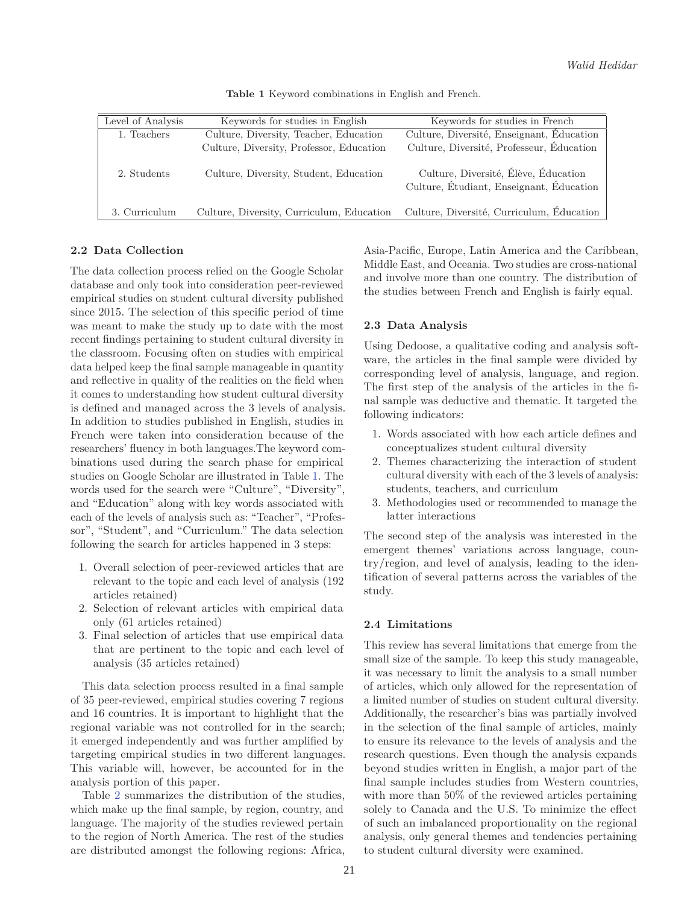**Table 1** Keyword combinations in English and French.

| Level of Analysis | Keywords for studies in English | Keywords for studies in French |
|---|---|---|
| 1. Teachers | Culture, Diversity, Teacher, Education | Culture, Diversité, Enseignant, Éducation |
| | Culture, Diversity, Professor, Education | Culture, Diversité, Professeur, Éducation |
| 2. Students | Culture, Diversity, Student, Education | Culture, Diversité, Élève, Éducation |
| | | Culture, Étudiant, Enseignant, Éducation |
| 3. Curriculum | Culture, Diversity, Curriculum, Education | Culture, Diversité, Curriculum, Éducation |

### 2.2 Data Collection

The data collection process relied on the Google Scholar database and only took into consideration peer-reviewed empirical studies on student cultural diversity published since 2015. The selection of this specific period of time was meant to make the study up to date with the most recent findings pertaining to student cultural diversity in the classroom. Focusing often on studies with empirical data helped keep the final sample manageable in quantity and reflective in quality of the realities on the field when it comes to understanding how student cultural diversity is defined and managed across the 3 levels of analysis. In addition to studies published in English, studies in French were taken into consideration because of the researchers' fluency in both languages.The keyword combinations used during the search phase for empirical studies on Google Scholar are illustrated in Table 1. The words used for the search were "Culture", "Diversity", and "Education" along with key words associated with each of the levels of analysis such as: "Teacher", "Professor", "Student", and "Curriculum." The data selection following the search for articles happened in 3 steps:

1. Overall selection of peer-reviewed articles that are relevant to the topic and each level of analysis (192 articles retained)
2. Selection of relevant articles with empirical data only (61 articles retained)
3. Final selection of articles that use empirical data that are pertinent to the topic and each level of analysis (35 articles retained)

This data selection process resulted in a final sample of 35 peer-reviewed, empirical studies covering 7 regions and 16 countries. It is important to highlight that the regional variable was not controlled for in the search; it emerged independently and was further amplified by targeting empirical studies in two different languages. This variable will, however, be accounted for in the analysis portion of this paper.

Table 2 summarizes the distribution of the studies, which make up the final sample, by region, country, and language. The majority of the studies reviewed pertain to the region of North America. The rest of the studies are distributed amongst the following regions: Africa, Asia-Pacific, Europe, Latin America and the Caribbean, Middle East, and Oceania. Two studies are cross-national and involve more than one country. The distribution of the studies between French and English is fairly equal.

### 2.3 Data Analysis

Using Dedoose, a qualitative coding and analysis software, the articles in the final sample were divided by corresponding level of analysis, language, and region. The first step of the analysis of the articles in the final sample was deductive and thematic. It targeted the following indicators:

1. Words associated with how each article defines and conceptualizes student cultural diversity
2. Themes characterizing the interaction of student cultural diversity with each of the 3 levels of analysis: students, teachers, and curriculum
3. Methodologies used or recommended to manage the latter interactions

The second step of the analysis was interested in the emergent themes' variations across language, country/region, and level of analysis, leading to the identification of several patterns across the variables of the study.

### 2.4 Limitations

This review has several limitations that emerge from the small size of the sample. To keep this study manageable, it was necessary to limit the analysis to a small number of articles, which only allowed for the representation of a limited number of studies on student cultural diversity. Additionally, the researcher's bias was partially involved in the selection of the final sample of articles, mainly to ensure its relevance to the levels of analysis and the research questions. Even though the analysis expands beyond studies written in English, a major part of the final sample includes studies from Western countries, with more than 50% of the reviewed articles pertaining solely to Canada and the U.S. To minimize the effect of such an imbalanced proportionality on the regional analysis, only general themes and tendencies pertaining to student cultural diversity were examined.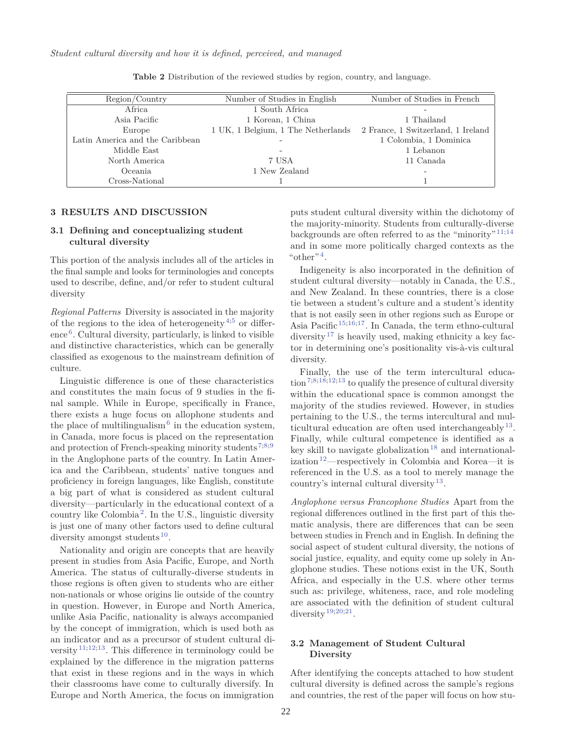Table 2 Distribution of the reviewed studies by region, country, and language.

| Region/Country | Number of Studies in English | Number of Studies in French |
|---|---|---|
| Africa | 1 South Africa | - |
| Asia Pacific | 1 Korean, 1 China | 1 Thailand |
| Europe | 1 UK, 1 Belgium, 1 The Netherlands | 2 France, 1 Switzerland, 1 Ireland |
| Latin America and the Caribbean | - | 1 Colombia, 1 Dominica |
| Middle East | - | 1 Lebanon |
| North America | 7 USA | 11 Canada |
| Oceania | 1 New Zealand | - |
| Cross-National | 1 | 1 |

## 3 RESULTS AND DISCUSSION

### 3.1 Defining and conceptualizing student cultural diversity

This portion of the analysis includes all of the articles in the final sample and looks for terminologies and concepts used to describe, define, and/or refer to student cultural diversity

*Regional Patterns* Diversity is associated in the majority of the regions to the idea of heterogeneity[4;5] or difference[6]. Cultural diversity, particularly, is linked to visible and distinctive characteristics, which can be generally classified as exogenous to the mainstream definition of culture.

Linguistic difference is one of these characteristics and constitutes the main focus of 9 studies in the final sample. While in Europe, specifically in France, there exists a huge focus on allophone students and the place of multilingualism[6] in the education system, in Canada, more focus is placed on the representation and protection of French-speaking minority students[7;8;9] in the Anglophone parts of the country. In Latin America and the Caribbean, students' native tongues and proficiency in foreign languages, like English, constitute a big part of what is considered as student cultural diversity—particularly in the educational context of a country like Colombia[2]. In the U.S., linguistic diversity is just one of many other factors used to define cultural diversity amongst students[10].

Nationality and origin are concepts that are heavily present in studies from Asia Pacific, Europe, and North America. The status of culturally-diverse students in those regions is often given to students who are either non-nationals or whose origins lie outside of the country in question. However, in Europe and North America, unlike Asia Pacific, nationality is always accompanied by the concept of immigration, which is used both as an indicator and as a precursor of student cultural diversity[11;12;13]. This difference in terminology could be explained by the difference in the migration patterns that exist in these regions and in the ways in which their classrooms have come to culturally diversify. In Europe and North America, the focus on immigration puts student cultural diversity within the dichotomy of the majority-minority. Students from culturally-diverse backgrounds are often referred to as the "minority"[11;14] and in some more politically charged contexts as the "other"[4].

Indigeneity is also incorporated in the definition of student cultural diversity—notably in Canada, the U.S., and New Zealand. In these countries, there is a close tie between a student's culture and a student's identity that is not easily seen in other regions such as Europe or Asia Pacific[15;16;17]. In Canada, the term ethno-cultural diversity[17] is heavily used, making ethnicity a key factor in determining one's positionality vis-à-vis cultural diversity.

Finally, the use of the term intercultural education[7;8;18;12;13] to qualify the presence of cultural diversity within the educational space is common amongst the majority of the studies reviewed. However, in studies pertaining to the U.S., the terms intercultural and multicultural education are often used interchangeably[13]. Finally, while cultural competence is identified as a key skill to navigate globalization[18] and internationalization[12]—respectively in Colombia and Korea—it is referenced in the U.S. as a tool to merely manage the country's internal cultural diversity[13].

*Anglophone versus Francophone Studies* Apart from the regional differences outlined in the first part of this thematic analysis, there are differences that can be seen between studies in French and in English. In defining the social aspect of student cultural diversity, the notions of social justice, equality, and equity come up solely in Anglophone studies. These notions exist in the UK, South Africa, and especially in the U.S. where other terms such as: privilege, whiteness, race, and role modeling are associated with the definition of student cultural diversity[19;20;21].

### 3.2 Management of Student Cultural Diversity

After identifying the concepts attached to how student cultural diversity is defined across the sample's regions and countries, the rest of the paper will focus on how stu-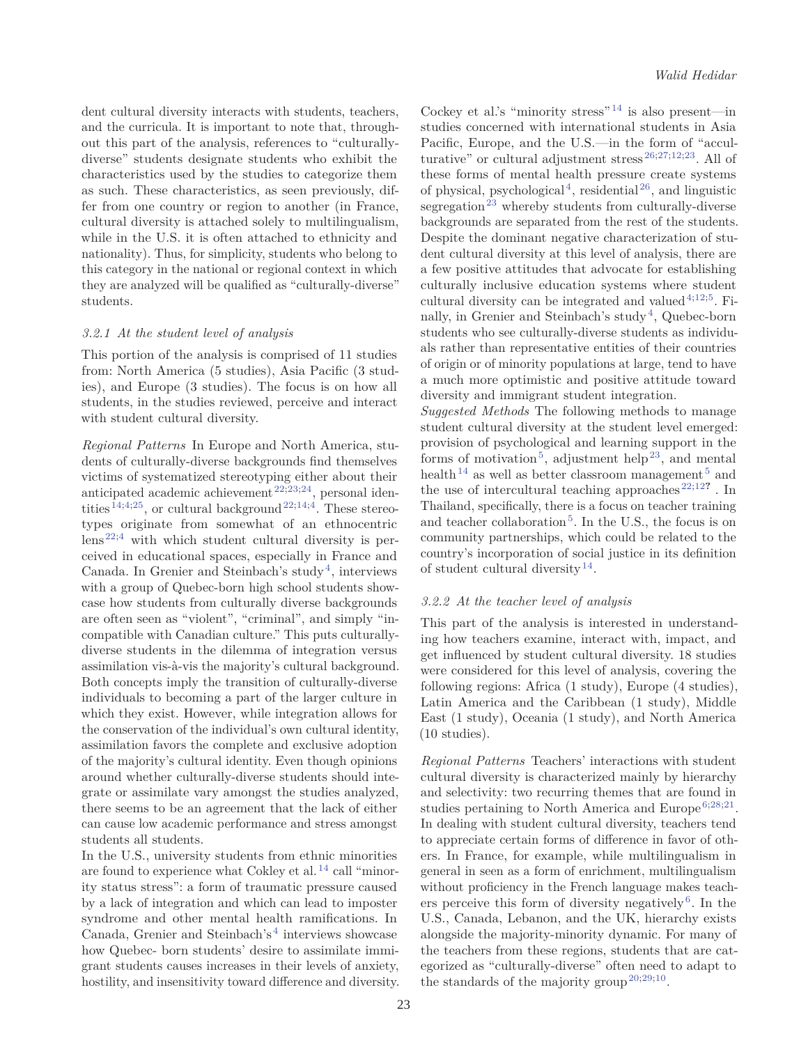dent cultural diversity interacts with students, teachers, and the curricula. It is important to note that, throughout this part of the analysis, references to "culturally-diverse" students designate students who exhibit the characteristics used by the studies to categorize them as such. These characteristics, as seen previously, differ from one country or region to another (in France, cultural diversity is attached solely to multilingualism, while in the U.S. it is often attached to ethnicity and nationality). Thus, for simplicity, students who belong to this category in the national or regional context in which they are analyzed will be qualified as "culturally-diverse" students.

### *3.2.1 At the student level of analysis*

This portion of the analysis is comprised of 11 studies from: North America (5 studies), Asia Pacific (3 studies), and Europe (3 studies). The focus is on how all students, in the studies reviewed, perceive and interact with student cultural diversity.

*Regional Patterns* In Europe and North America, students of culturally-diverse backgrounds find themselves victims of systematized stereotyping either about their anticipated academic achievement[22;23;24], personal identities[14;4;25], or cultural background[22;14;4]. These stereotypes originate from somewhat of an ethnocentric lens[22;4] with which student cultural diversity is perceived in educational spaces, especially in France and Canada. In Grenier and Steinbach's study[4], interviews with a group of Quebec-born high school students showcase how students from culturally diverse backgrounds are often seen as "violent", "criminal", and simply "incompatible with Canadian culture." This puts culturally-diverse students in the dilemma of integration versus assimilation vis-à-vis the majority's cultural background. Both concepts imply the transition of culturally-diverse individuals to becoming a part of the larger culture in which they exist. However, while integration allows for the conservation of the individual's own cultural identity, assimilation favors the complete and exclusive adoption of the majority's cultural identity. Even though opinions around whether culturally-diverse students should integrate or assimilate vary amongst the studies analyzed, there seems to be an agreement that the lack of either can cause low academic performance and stress amongst students all students.

In the U.S., university students from ethnic minorities are found to experience what Cokley et al.[14] call "minority status stress": a form of traumatic pressure caused by a lack of integration and which can lead to imposter syndrome and other mental health ramifications. In Canada, Grenier and Steinbach's[4] interviews showcase how Quebec- born students' desire to assimilate immigrant students causes increases in their levels of anxiety, hostility, and insensitivity toward difference and diversity. Cockey et al.'s "minority stress"[14] is also present—in studies concerned with international students in Asia Pacific, Europe, and the U.S.—in the form of "acculturative" or cultural adjustment stress[26;27;12;23]. All of these forms of mental health pressure create systems of physical, psychological[4], residential[26], and linguistic segregation[23] whereby students from culturally-diverse backgrounds are separated from the rest of the students. Despite the dominant negative characterization of student cultural diversity at this level of analysis, there are a few positive attitudes that advocate for establishing culturally inclusive education systems where student cultural diversity can be integrated and valued[4;12;5]. Finally, in Grenier and Steinbach's study[4], Quebec-born students who see culturally-diverse students as individuals rather than representative entities of their countries of origin or of minority populations at large, tend to have a much more optimistic and positive attitude toward diversity and immigrant student integration.

*Suggested Methods* The following methods to manage student cultural diversity at the student level emerged: provision of psychological and learning support in the forms of motivation[5], adjustment help[23], and mental health[14] as well as better classroom management[5] and the use of intercultural teaching approaches[22;12?] . In Thailand, specifically, there is a focus on teacher training and teacher collaboration[5]. In the U.S., the focus is on community partnerships, which could be related to the country's incorporation of social justice in its definition of student cultural diversity[14].

### *3.2.2 At the teacher level of analysis*

This part of the analysis is interested in understanding how teachers examine, interact with, impact, and get influenced by student cultural diversity. 18 studies were considered for this level of analysis, covering the following regions: Africa (1 study), Europe (4 studies), Latin America and the Caribbean (1 study), Middle East (1 study), Oceania (1 study), and North America (10 studies).

*Regional Patterns* Teachers' interactions with student cultural diversity is characterized mainly by hierarchy and selectivity: two recurring themes that are found in studies pertaining to North America and Europe[6;28;21]. In dealing with student cultural diversity, teachers tend to appreciate certain forms of difference in favor of others. In France, for example, while multilingualism in general in seen as a form of enrichment, multilingualism without proficiency in the French language makes teachers perceive this form of diversity negatively[6]. In the U.S., Canada, Lebanon, and the UK, hierarchy exists alongside the majority-minority dynamic. For many of the teachers from these regions, students that are categorized as "culturally-diverse" often need to adapt to the standards of the majority group[20;29;10].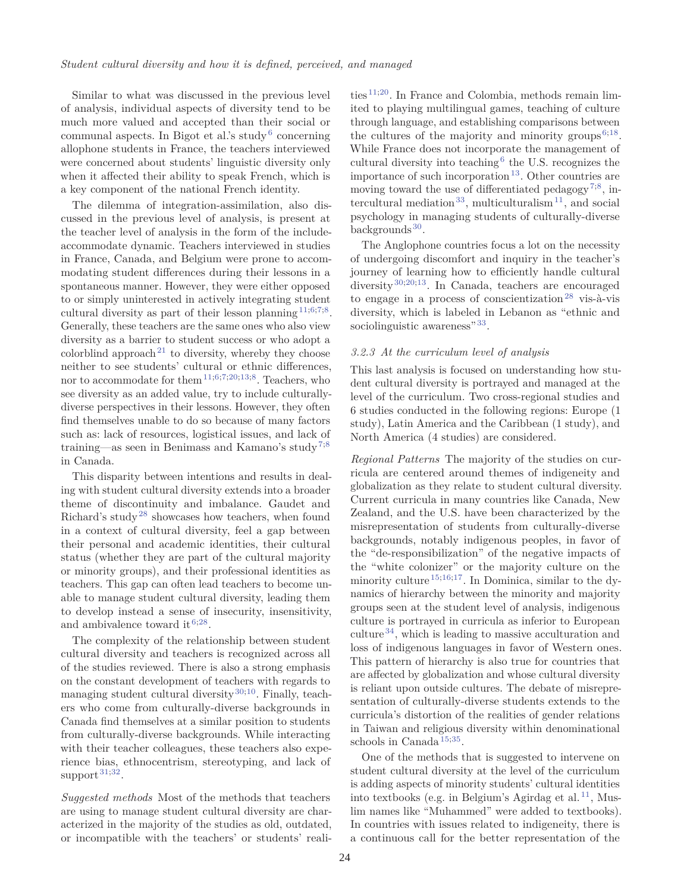Similar to what was discussed in the previous level of analysis, individual aspects of diversity tend to be much more valued and accepted than their social or communal aspects. In Bigot et al.'s study[6] concerning allophone students in France, the teachers interviewed were concerned about students' linguistic diversity only when it affected their ability to speak French, which is a key component of the national French identity.

The dilemma of integration-assimilation, also discussed in the previous level of analysis, is present at the teacher level of analysis in the form of the include-accommodate dynamic. Teachers interviewed in studies in France, Canada, and Belgium were prone to accommodating student differences during their lessons in a spontaneous manner. However, they were either opposed to or simply uninterested in actively integrating student cultural diversity as part of their lesson planning[11;6;7;8]. Generally, these teachers are the same ones who also view diversity as a barrier to student success or who adopt a colorblind approach[21] to diversity, whereby they choose neither to see students' cultural or ethnic differences, nor to accommodate for them[11;6;7;20;13;8]. Teachers, who see diversity as an added value, try to include culturally-diverse perspectives in their lessons. However, they often find themselves unable to do so because of many factors such as: lack of resources, logistical issues, and lack of training—as seen in Benimass and Kamano's study[7;8] in Canada.

This disparity between intentions and results in dealing with student cultural diversity extends into a broader theme of discontinuity and imbalance. Gaudet and Richard's study[28] showcases how teachers, when found in a context of cultural diversity, feel a gap between their personal and academic identities, their cultural status (whether they are part of the cultural majority or minority groups), and their professional identities as teachers. This gap can often lead teachers to become unable to manage student cultural diversity, leading them to develop instead a sense of insecurity, insensitivity, and ambivalence toward it[6;28].

The complexity of the relationship between student cultural diversity and teachers is recognized across all of the studies reviewed. There is also a strong emphasis on the constant development of teachers with regards to managing student cultural diversity[30;10]. Finally, teachers who come from culturally-diverse backgrounds in Canada find themselves at a similar position to students from culturally-diverse backgrounds. While interacting with their teacher colleagues, these teachers also experience bias, ethnocentrism, stereotyping, and lack of support[31;32].

*Suggested methods* Most of the methods that teachers are using to manage student cultural diversity are characterized in the majority of the studies as old, outdated, or incompatible with the teachers' or students' realities[11;20]. In France and Colombia, methods remain limited to playing multilingual games, teaching of culture through language, and establishing comparisons between the cultures of the majority and minority groups[6;18]. While France does not incorporate the management of cultural diversity into teaching[6] the U.S. recognizes the importance of such incorporation[13]. Other countries are moving toward the use of differentiated pedagogy[7;8], intercultural mediation[33], multiculturalism[11], and social psychology in managing students of culturally-diverse backgrounds[30].

The Anglophone countries focus a lot on the necessity of undergoing discomfort and inquiry in the teacher's journey of learning how to efficiently handle cultural diversity[30;20;13]. In Canada, teachers are encouraged to engage in a process of conscientization[28] vis-à-vis diversity, which is labeled in Lebanon as "ethnic and sociolinguistic awareness"[33].

#### 3.2.3 At the curriculum level of analysis

This last analysis is focused on understanding how student cultural diversity is portrayed and managed at the level of the curriculum. Two cross-regional studies and 6 studies conducted in the following regions: Europe (1 study), Latin America and the Caribbean (1 study), and North America (4 studies) are considered.

*Regional Patterns* The majority of the studies on curricula are centered around themes of indigeneity and globalization as they relate to student cultural diversity. Current curricula in many countries like Canada, New Zealand, and the U.S. have been characterized by the misrepresentation of students from culturally-diverse backgrounds, notably indigenous peoples, in favor of the "de-responsibilization" of the negative impacts of the "white colonizer" or the majority culture on the minority culture[15;16;17]. In Dominica, similar to the dynamics of hierarchy between the minority and majority groups seen at the student level of analysis, indigenous culture is portrayed in curricula as inferior to European culture[34], which is leading to massive acculturation and loss of indigenous languages in favor of Western ones. This pattern of hierarchy is also true for countries that are affected by globalization and whose cultural diversity is reliant upon outside cultures. The debate of misrepresentation of culturally-diverse students extends to the curricula's distortion of the realities of gender relations in Taiwan and religious diversity within denominational schools in Canada[15;35].

One of the methods that is suggested to intervene on student cultural diversity at the level of the curriculum is adding aspects of minority students' cultural identities into textbooks (e.g. in Belgium's Agirdag et al.[11], Muslim names like "Muhammed" were added to textbooks). In countries with issues related to indigeneity, there is a continuous call for the better representation of the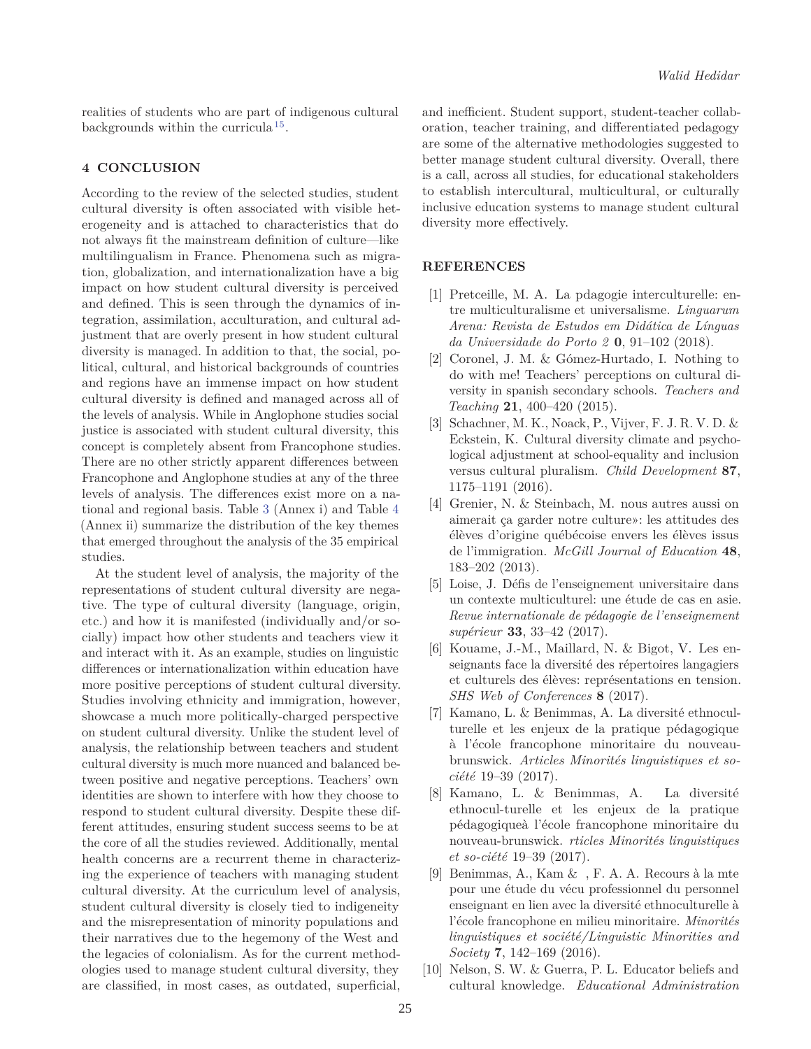realities of students who are part of indigenous cultural backgrounds within the curricula[15].

## 4 CONCLUSION

According to the review of the selected studies, student cultural diversity is often associated with visible heterogeneity and is attached to characteristics that do not always fit the mainstream definition of culture—like multilingualism in France. Phenomena such as migration, globalization, and internationalization have a big impact on how student cultural diversity is perceived and defined. This is seen through the dynamics of integration, assimilation, acculturation, and cultural adjustment that are overly present in how student cultural diversity is managed. In addition to that, the social, political, cultural, and historical backgrounds of countries and regions have an immense impact on how student cultural diversity is defined and managed across all of the levels of analysis. While in Anglophone studies social justice is associated with student cultural diversity, this concept is completely absent from Francophone studies. There are no other strictly apparent differences between Francophone and Anglophone studies at any of the three levels of analysis. The differences exist more on a national and regional basis. Table 3 (Annex i) and Table 4 (Annex ii) summarize the distribution of the key themes that emerged throughout the analysis of the 35 empirical studies.

At the student level of analysis, the majority of the representations of student cultural diversity are negative. The type of cultural diversity (language, origin, etc.) and how it is manifested (individually and/or socially) impact how other students and teachers view it and interact with it. As an example, studies on linguistic differences or internationalization within education have more positive perceptions of student cultural diversity. Studies involving ethnicity and immigration, however, showcase a much more politically-charged perspective on student cultural diversity. Unlike the student level of analysis, the relationship between teachers and student cultural diversity is much more nuanced and balanced between positive and negative perceptions. Teachers' own identities are shown to interfere with how they choose to respond to student cultural diversity. Despite these different attitudes, ensuring student success seems to be at the core of all the studies reviewed. Additionally, mental health concerns are a recurrent theme in characterizing the experience of teachers with managing student cultural diversity. At the curriculum level of analysis, student cultural diversity is closely tied to indigeneity and the misrepresentation of minority populations and their narratives due to the hegemony of the West and the legacies of colonialism. As for the current methodologies used to manage student cultural diversity, they are classified, in most cases, as outdated, superficial, and inefficient. Student support, student-teacher collaboration, teacher training, and differentiated pedagogy are some of the alternative methodologies suggested to better manage student cultural diversity. Overall, there is a call, across all studies, for educational stakeholders to establish intercultural, multicultural, or culturally inclusive education systems to manage student cultural diversity more effectively.

## REFERENCES

[1] Pretceille, M. A. La pdagogie interculturelle: entre multiculturalisme et universalisme. *Linguarum Arena: Revista de Estudos em Didática de Línguas da Universidade do Porto 2* **0**, 91–102 (2018).

[2] Coronel, J. M. & Gómez-Hurtado, I. Nothing to do with me! Teachers' perceptions on cultural diversity in spanish secondary schools. *Teachers and Teaching* **21**, 400–420 (2015).

[3] Schachner, M. K., Noack, P., Vijver, F. J. R. V. D. & Eckstein, K. Cultural diversity climate and psychological adjustment at school-equality and inclusion versus cultural pluralism. *Child Development* **87**, 1175–1191 (2016).

[4] Grenier, N. & Steinbach, M. nous autres aussi on aimerait ça garder notre culture»: les attitudes des élèves d'origine québécoise envers les élèves issus de l'immigration. *McGill Journal of Education* **48**, 183–202 (2013).

[5] Loise, J. Défis de l'enseignement universitaire dans un contexte multiculturel: une étude de cas en asie. *Revue internationale de pédagogie de l'enseignement supérieur* **33**, 33–42 (2017).

[6] Kouame, J.-M., Maillard, N. & Bigot, V. Les enseignants face la diversité des répertoires langagiers et culturels des élèves: représentations en tension. *SHS Web of Conferences* **8** (2017).

[7] Kamano, L. & Benimmas, A. La diversité ethnoculturelle et les enjeux de la pratique pédagogique à l'école francophone minoritaire du nouveau-brunswick. *Articles Minorités linguistiques et société* 19–39 (2017).

[8] Kamano, L. & Benimmas, A. La diversité ethnocul-turelle et les enjeux de la pratique pédagogiqueà l'école francophone minoritaire du nouveau-brunswick. *rticles Minorités linguistiques et so-ciété* 19–39 (2017).

[9] Benimmas, A., Kam & , F. A. A. Recours à la mte pour une étude du vécu professionnel du personnel enseignant en lien avec la diversité ethnoculturelle à l'école francophone en milieu minoritaire. *Minorités linguistiques et société/Linguistic Minorities and Society* **7**, 142–169 (2016).

[10] Nelson, S. W. & Guerra, P. L. Educator beliefs and cultural knowledge. *Educational Administration*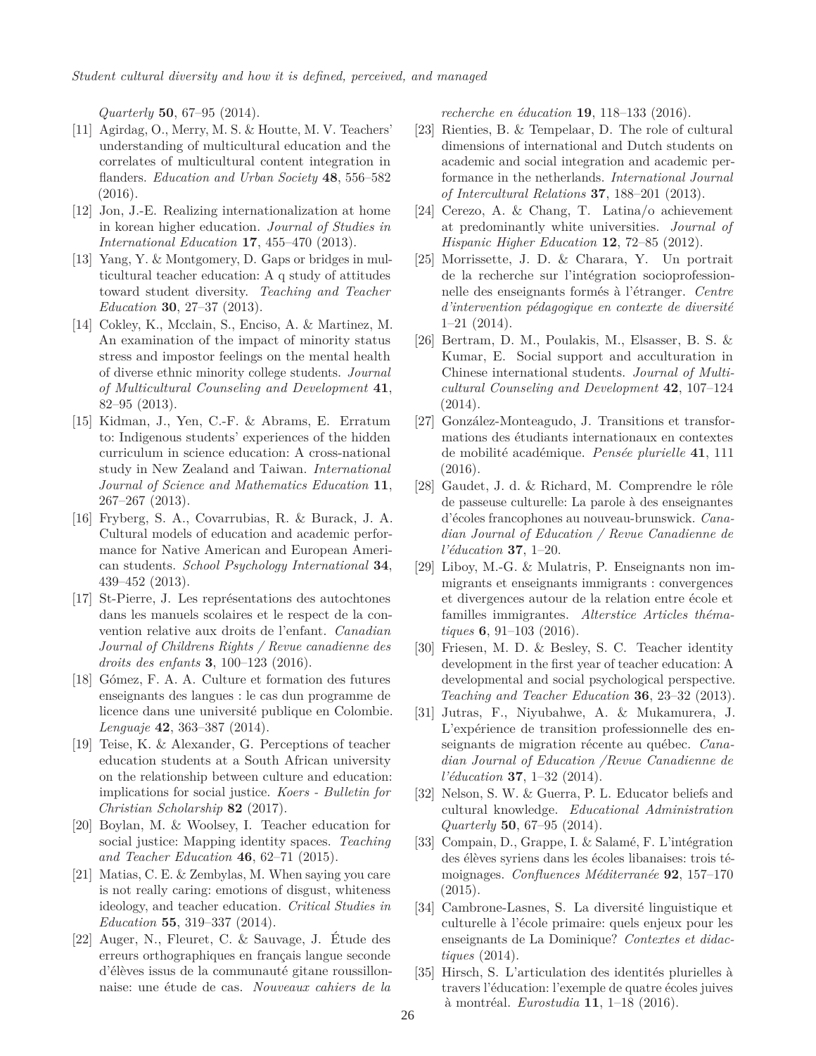*Quarterly* **50**, 67–95 (2014).

[11] Agirdag, O., Merry, M. S. & Houtte, M. V. Teachers' understanding of multicultural education and the correlates of multicultural content integration in flanders. *Education and Urban Society* **48**, 556–582 (2016).

[12] Jon, J.-E. Realizing internationalization at home in korean higher education. *Journal of Studies in International Education* **17**, 455–470 (2013).

[13] Yang, Y. & Montgomery, D. Gaps or bridges in multicultural teacher education: A q study of attitudes toward student diversity. *Teaching and Teacher Education* **30**, 27–37 (2013).

[14] Cokley, K., Mcclain, S., Enciso, A. & Martinez, M. An examination of the impact of minority status stress and impostor feelings on the mental health of diverse ethnic minority college students. *Journal of Multicultural Counseling and Development* **41**, 82–95 (2013).

[15] Kidman, J., Yen, C.-F. & Abrams, E. Erratum to: Indigenous students' experiences of the hidden curriculum in science education: A cross-national study in New Zealand and Taiwan. *International Journal of Science and Mathematics Education* **11**, 267–267 (2013).

[16] Fryberg, S. A., Covarrubias, R. & Burack, J. A. Cultural models of education and academic performance for Native American and European American students. *School Psychology International* **34**, 439–452 (2013).

[17] St-Pierre, J. Les représentations des autochtones dans les manuels scolaires et le respect de la convention relative aux droits de l'enfant. *Canadian Journal of Childrens Rights / Revue canadienne des droits des enfants* **3**, 100–123 (2016).

[18] Gómez, F. A. A. Culture et formation des futures enseignants des langues : le cas dun programme de licence dans une université publique en Colombie. *Lenguaje* **42**, 363–387 (2014).

[19] Teise, K. & Alexander, G. Perceptions of teacher education students at a South African university on the relationship between culture and education: implications for social justice. *Koers - Bulletin for Christian Scholarship* **82** (2017).

[20] Boylan, M. & Woolsey, I. Teacher education for social justice: Mapping identity spaces. *Teaching and Teacher Education* **46**, 62–71 (2015).

[21] Matias, C. E. & Zembylas, M. When saying you care is not really caring: emotions of disgust, whiteness ideology, and teacher education. *Critical Studies in Education* **55**, 319–337 (2014).

[22] Auger, N., Fleuret, C. & Sauvage, J. Étude des erreurs orthographiques en français langue seconde d'élèves issus de la communauté gitane roussillonnaise: une étude de cas. *Nouveaux cahiers de la recherche en éducation* **19**, 118–133 (2016).

[23] Rienties, B. & Tempelaar, D. The role of cultural dimensions of international and Dutch students on academic and social integration and academic performance in the netherlands. *International Journal of Intercultural Relations* **37**, 188–201 (2013).

[24] Cerezo, A. & Chang, T. Latina/o achievement at predominantly white universities. *Journal of Hispanic Higher Education* **12**, 72–85 (2012).

[25] Morrissette, J. D. & Charara, Y. Un portrait de la recherche sur l'intégration socioprofessionnelle des enseignants formés à l'étranger. *Centre d'intervention pédagogique en contexte de diversité* 1–21 (2014).

[26] Bertram, D. M., Poulakis, M., Elsasser, B. S. & Kumar, E. Social support and acculturation in Chinese international students. *Journal of Multicultural Counseling and Development* **42**, 107–124 (2014).

[27] González-Monteagudo, J. Transitions et transformations des étudiants internationaux en contextes de mobilité académique. *Pensée plurielle* **41**, 111 (2016).

[28] Gaudet, J. d. & Richard, M. Comprendre le rôle de passeuse culturelle: La parole à des enseignantes d'écoles francophones au nouveau-brunswick. *Canadian Journal of Education / Revue Canadienne de l'éducation* **37**, 1–20.

[29] Liboy, M.-G. & Mulatris, P. Enseignants non immigrants et enseignants immigrants : convergences et divergences autour de la relation entre école et familles immigrantes. *Alterstice Articles thématiques* **6**, 91–103 (2016).

[30] Friesen, M. D. & Besley, S. C. Teacher identity development in the first year of teacher education: A developmental and social psychological perspective. *Teaching and Teacher Education* **36**, 23–32 (2013).

[31] Jutras, F., Niyubahwe, A. & Mukamurera, J. L'expérience de transition professionnelle des enseignants de migration récente au québec. *Canadian Journal of Education /Revue Canadienne de l'éducation* **37**, 1–32 (2014).

[32] Nelson, S. W. & Guerra, P. L. Educator beliefs and cultural knowledge. *Educational Administration Quarterly* **50**, 67–95 (2014).

[33] Compain, D., Grappe, I. & Salamé, F. L'intégration des élèves syriens dans les écoles libanaises: trois témoignages. *Confluences Méditerranée* **92**, 157–170 (2015).

[34] Cambrone-Lasnes, S. La diversité linguistique et culturelle à l'école primaire: quels enjeux pour les enseignants de La Dominique? *Contextes et didactiques* (2014).

[35] Hirsch, S. L'articulation des identités plurielles à travers l'éducation: l'exemple de quatre écoles juives à montréal. *Eurostudia* **11**, 1–18 (2016).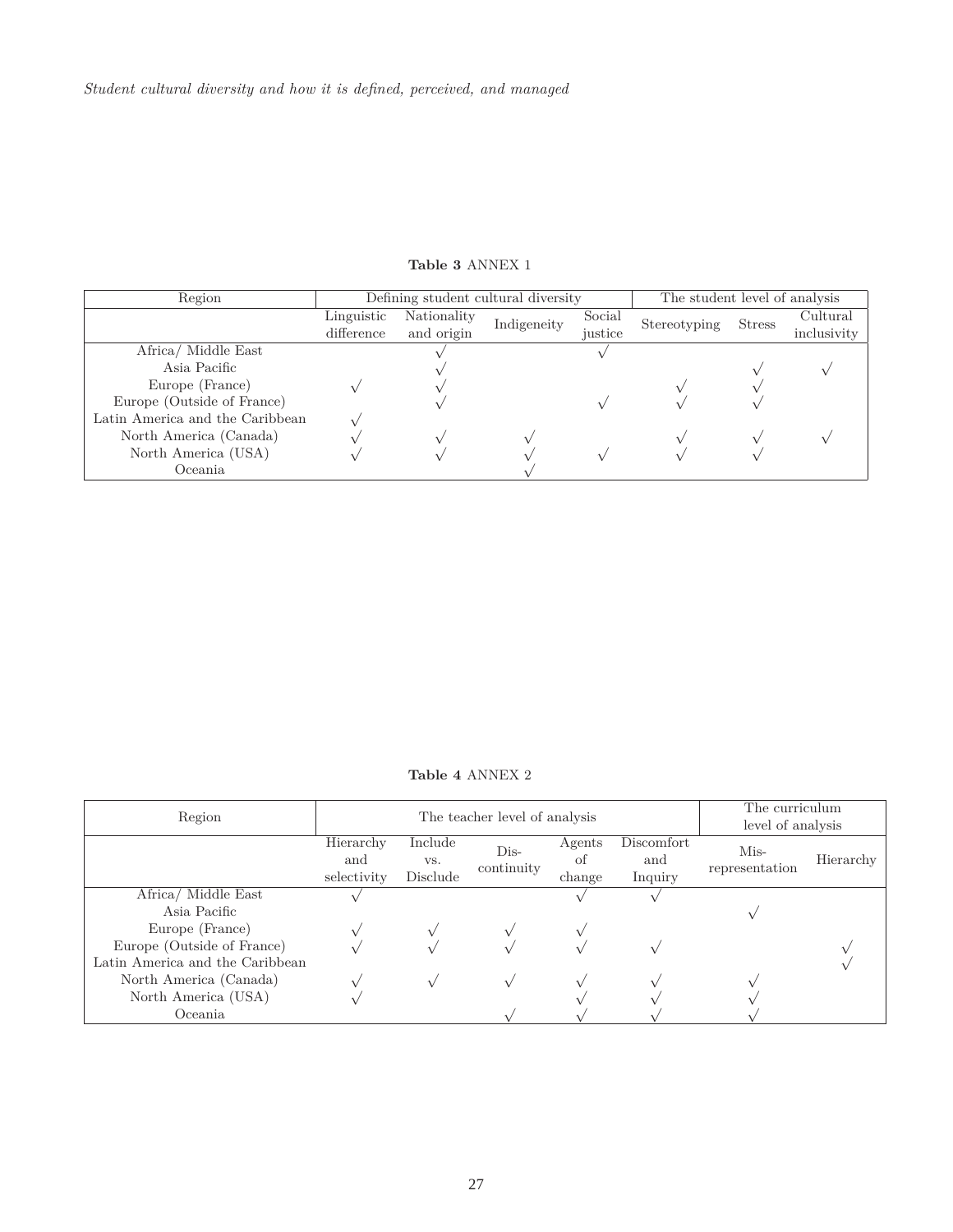**Table 3** ANNEX 1

| Region | Defining student cultural diversity | | | | The student level of analysis | | |
|---|---|---|---|---|---|---|---|
| | Linguistic difference | Nationality and origin | Indigeneity | Social justice | Stereotyping | Stress | Cultural inclusivity |
| Africa/ Middle East | | √ | | √ | | | |
| Asia Pacific | | √ | | | | √ | √ |
| Europe (France) | √ | √ | | | √ | √ | |
| Europe (Outside of France) | | √ | | √ | √ | √ | |
| Latin America and the Caribbean | √ | | | | | | |
| North America (Canada) | √ | √ | √ | | √ | √ | √ |
| North America (USA) | √ | √ | √ | √ | √ | √ | |
| Oceania | | | √ | | | | |

**Table 4** ANNEX 2

| Region | The teacher level of analysis | | | | | The curriculum level of analysis | |
|---|---|---|---|---|---|---|---|
| | Hierarchy and selectivity | Include vs. Disclude | Dis-continuity | Agents of change | Discomfort and Inquiry | Mis-representation | Hierarchy |
| Africa/ Middle East | √ | | | √ | √ | | |
| Asia Pacific | | | | | | √ | |
| Europe (France) | √ | √ | √ | √ | | | |
| Europe (Outside of France) | √ | √ | √ | √ | √ | | √ |
| Latin America and the Caribbean | | | | | | | √ |
| North America (Canada) | √ | √ | √ | √ | √ | √ | |
| North America (USA) | √ | | | √ | √ | √ | |
| Oceania | | | √ | √ | √ | √ | |